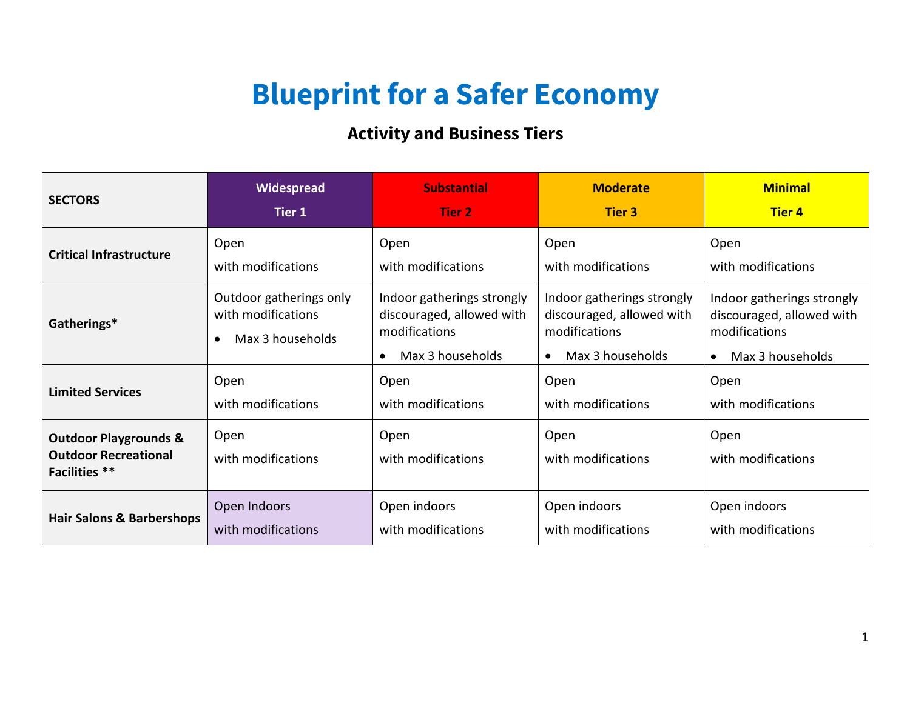# Blueprint for a Safer Economy

## Activity and Business Tiers

| SECTORS | Widespread Tier 1 | Substantial Tier 2 | Moderate Tier 3 | Minimal Tier 4 |
|---|---|---|---|---|
| **Critical Infrastructure** | Open with modifications | Open with modifications | Open with modifications | Open with modifications |
| **Gatherings*** | Outdoor gatherings only with modifications<br>• Max 3 households | Indoor gatherings strongly discouraged, allowed with modifications<br>• Max 3 households | Indoor gatherings strongly discouraged, allowed with modifications<br>• Max 3 households | Indoor gatherings strongly discouraged, allowed with modifications<br>• Max 3 households |
| **Limited Services** | Open with modifications | Open with modifications | Open with modifications | Open with modifications |
| **Outdoor Playgrounds & Outdoor Recreational Facilities **** | Open with modifications | Open with modifications | Open with modifications | Open with modifications |
| **Hair Salons & Barbershops** | Open Indoors with modifications | Open indoors with modifications | Open indoors with modifications | Open indoors with modifications |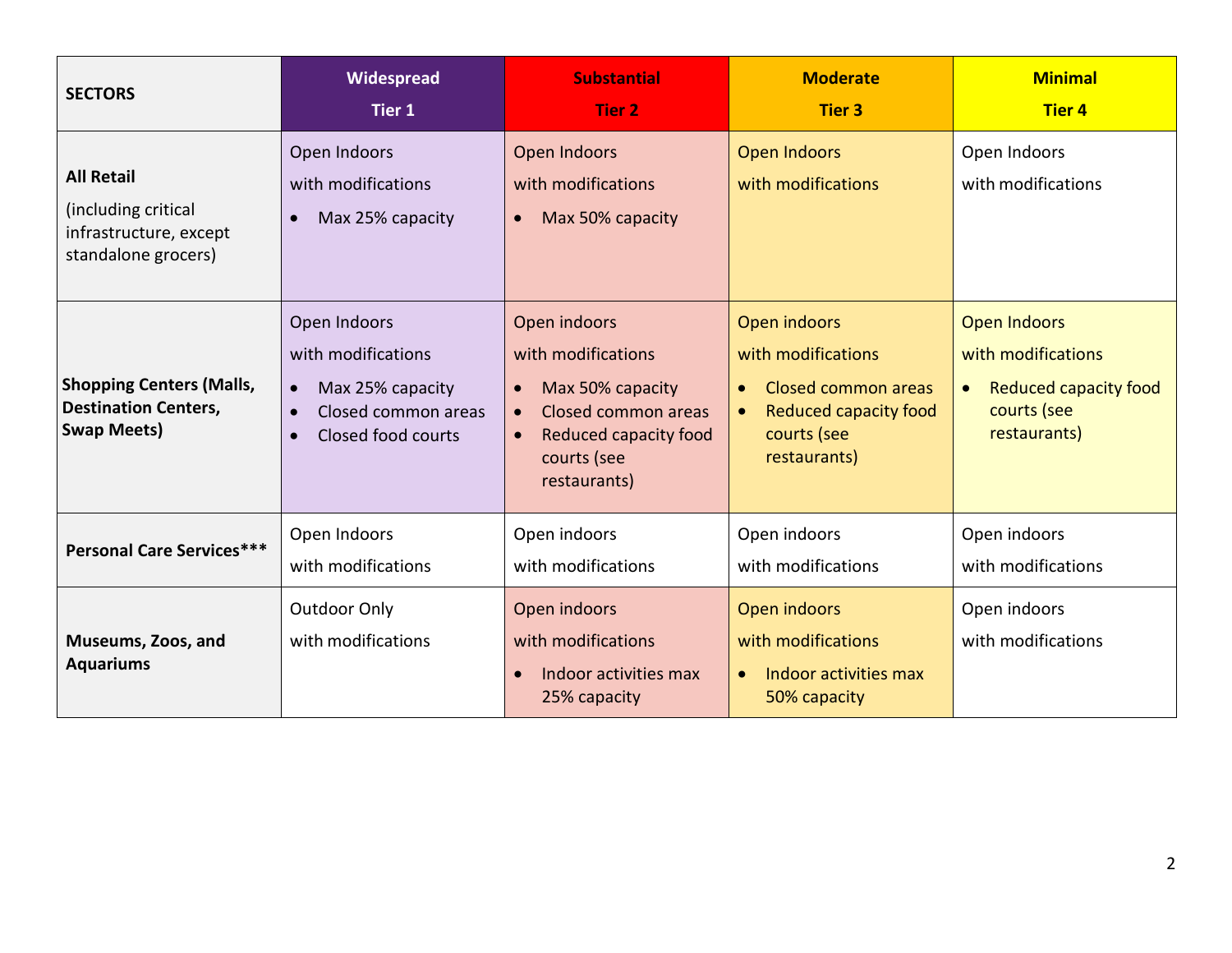| SECTORS | Widespread Tier 1 | Substantial Tier 2 | Moderate Tier 3 | Minimal Tier 4 |
|---|---|---|---|---|
| **All Retail** (including critical infrastructure, except standalone grocers) | Open Indoors with modifications<br>• Max 25% capacity | Open Indoors with modifications<br>• Max 50% capacity | Open Indoors with modifications | Open Indoors with modifications |
| **Shopping Centers (Malls, Destination Centers, Swap Meets)** | Open Indoors with modifications<br>• Max 25% capacity<br>• Closed common areas<br>• Closed food courts | Open indoors with modifications<br>• Max 50% capacity<br>• Closed common areas<br>• Reduced capacity food courts (see restaurants) | Open indoors with modifications<br>• Closed common areas<br>• Reduced capacity food courts (see restaurants) | Open Indoors with modifications<br>• Reduced capacity food courts (see restaurants) |
| **Personal Care Services*** ** | Open Indoors with modifications | Open indoors with modifications | Open indoors with modifications | Open indoors with modifications |
| **Museums, Zoos, and Aquariums** | Outdoor Only with modifications | Open indoors with modifications<br>• Indoor activities max 25% capacity | Open indoors with modifications<br>• Indoor activities max 50% capacity | Open indoors with modifications |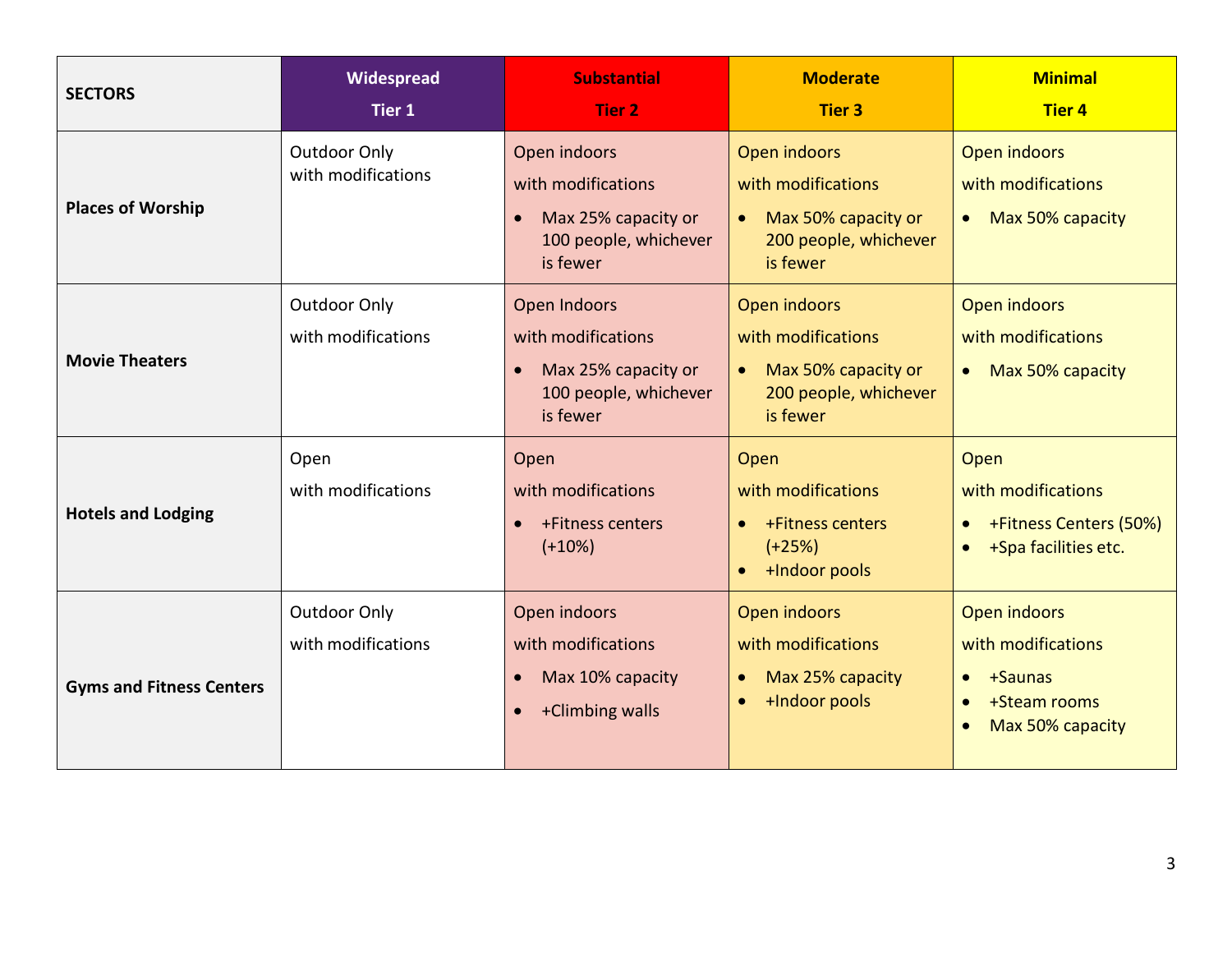| SECTORS | Widespread Tier 1 | Substantial Tier 2 | Moderate Tier 3 | Minimal Tier 4 |
|---|---|---|---|---|
| **Places of Worship** | Outdoor Only with modifications | Open indoors with modifications<br>• Max 25% capacity or 100 people, whichever is fewer | Open indoors with modifications<br>• Max 50% capacity or 200 people, whichever is fewer | Open indoors with modifications<br>• Max 50% capacity |
| **Movie Theaters** | Outdoor Only with modifications | Open Indoors with modifications<br>• Max 25% capacity or 100 people, whichever is fewer | Open indoors with modifications<br>• Max 50% capacity or 200 people, whichever is fewer | Open indoors with modifications<br>• Max 50% capacity |
| **Hotels and Lodging** | Open with modifications | Open with modifications<br>• +Fitness centers (+10%) | Open with modifications<br>• +Fitness centers (+25%)<br>• +Indoor pools | Open with modifications<br>• +Fitness Centers (50%)<br>• +Spa facilities etc. |
| **Gyms and Fitness Centers** | Outdoor Only with modifications | Open indoors with modifications<br>• Max 10% capacity<br>• +Climbing walls | Open indoors with modifications<br>• Max 25% capacity<br>• +Indoor pools | Open indoors with modifications<br>• +Saunas<br>• +Steam rooms<br>• Max 50% capacity |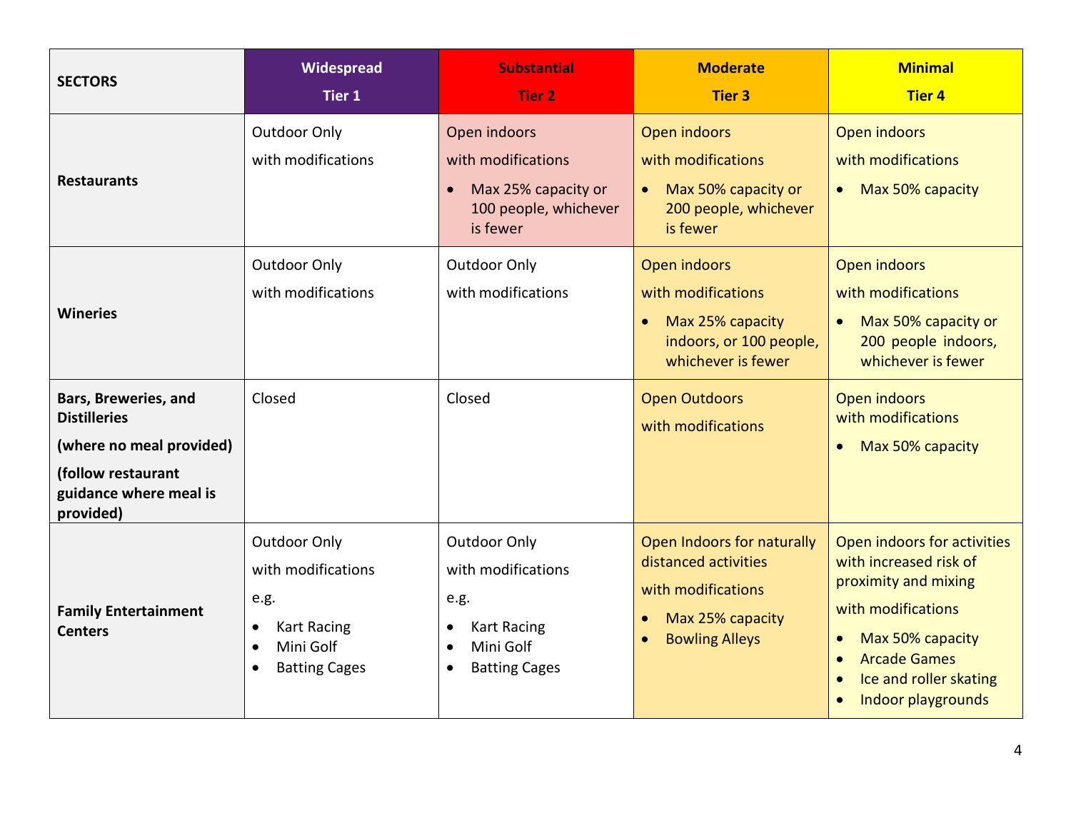| SECTORS | Widespread<br>Tier 1 | Substantial<br>Tier 2 | Moderate<br>Tier 3 | Minimal<br>Tier 4 |
|---|---|---|---|---|
| **Restaurants** | Outdoor Only<br>with modifications | Open indoors<br>with modifications<br>• Max 25% capacity or 100 people, whichever is fewer | Open indoors<br>with modifications<br>• Max 50% capacity or 200 people, whichever is fewer | Open indoors<br>with modifications<br>• Max 50% capacity |
| **Wineries** | Outdoor Only<br>with modifications | Outdoor Only<br>with modifications | Open indoors<br>with modifications<br>• Max 25% capacity indoors, or 100 people, whichever is fewer | Open indoors<br>with modifications<br>• Max 50% capacity or 200 people indoors, whichever is fewer |
| **Bars, Breweries, and Distilleries**<br>**(where no meal provided)**<br>**(follow restaurant guidance where meal is provided)** | Closed | Closed | Open Outdoors<br>with modifications | Open indoors<br>with modifications<br>• Max 50% capacity |
| **Family Entertainment Centers** | Outdoor Only<br>with modifications<br>e.g.<br>• Kart Racing<br>• Mini Golf<br>• Batting Cages | Outdoor Only<br>with modifications<br>e.g.<br>• Kart Racing<br>• Mini Golf<br>• Batting Cages | Open Indoors for naturally distanced activities<br>with modifications<br>• Max 25% capacity<br>• Bowling Alleys | Open indoors for activities with increased risk of proximity and mixing<br>with modifications<br>• Max 50% capacity<br>• Arcade Games<br>• Ice and roller skating<br>• Indoor playgrounds |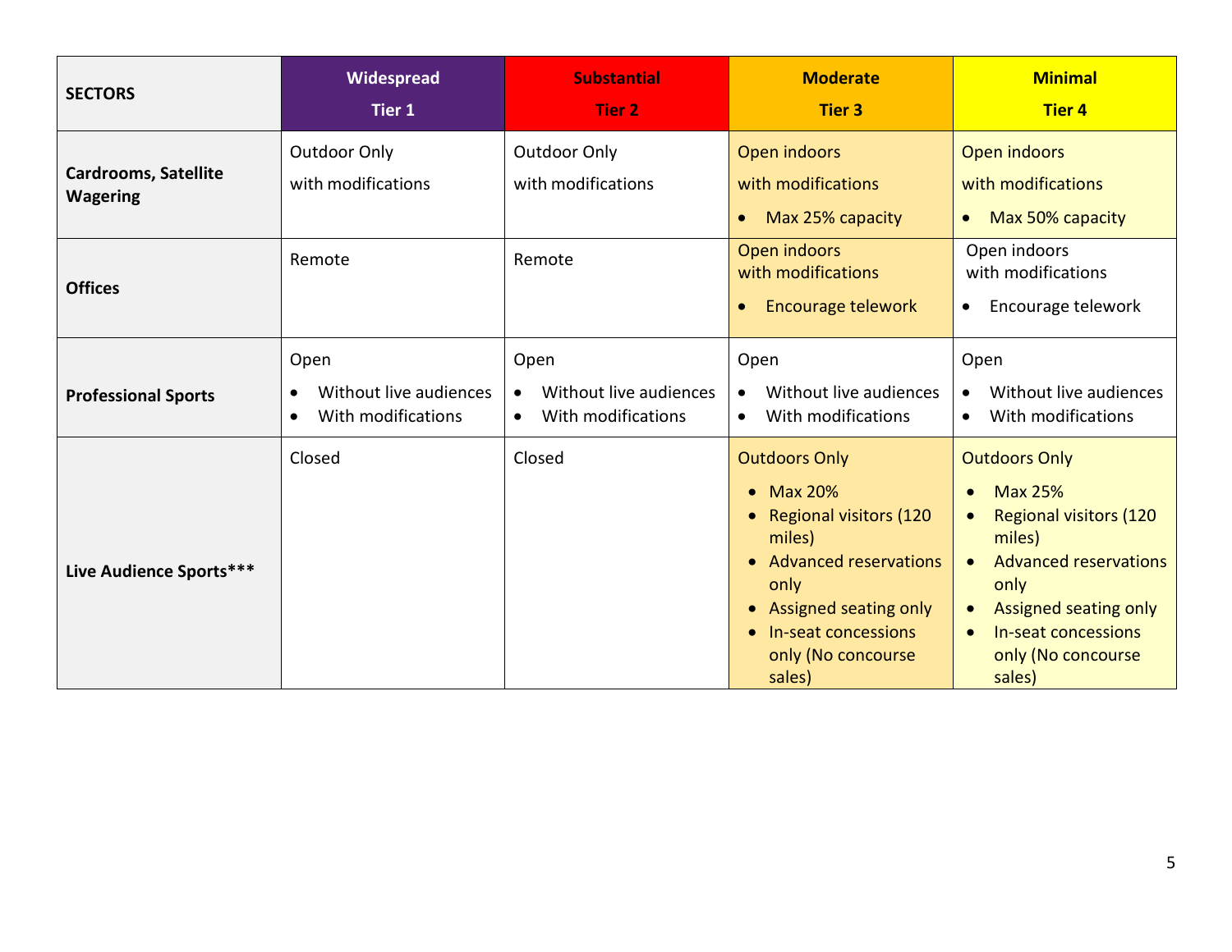| SECTORS | Widespread<br>Tier 1 | Substantial<br>Tier 2 | Moderate<br>Tier 3 | Minimal<br>Tier 4 |
|---|---|---|---|---|
| **Cardrooms, Satellite Wagering** | Outdoor Only<br>with modifications | Outdoor Only<br>with modifications | Open indoors<br>with modifications<br>• Max 25% capacity | Open indoors<br>with modifications<br>• Max 50% capacity |
| **Offices** | Remote | Remote | Open indoors<br>with modifications<br>• Encourage telework | Open indoors<br>with modifications<br>• Encourage telework |
| **Professional Sports** | Open<br>• Without live audiences<br>• With modifications | Open<br>• Without live audiences<br>• With modifications | Open<br>• Without live audiences<br>• With modifications | Open<br>• Without live audiences<br>• With modifications |
| **Live Audience Sports*** ** | Closed | Closed | Outdoors Only<br>• Max 20%<br>• Regional visitors (120 miles)<br>• Advanced reservations only<br>• Assigned seating only<br>• In-seat concessions only (No concourse sales) | Outdoors Only<br>• Max 25%<br>• Regional visitors (120 miles)<br>• Advanced reservations only<br>• Assigned seating only<br>• In-seat concessions only (No concourse sales) |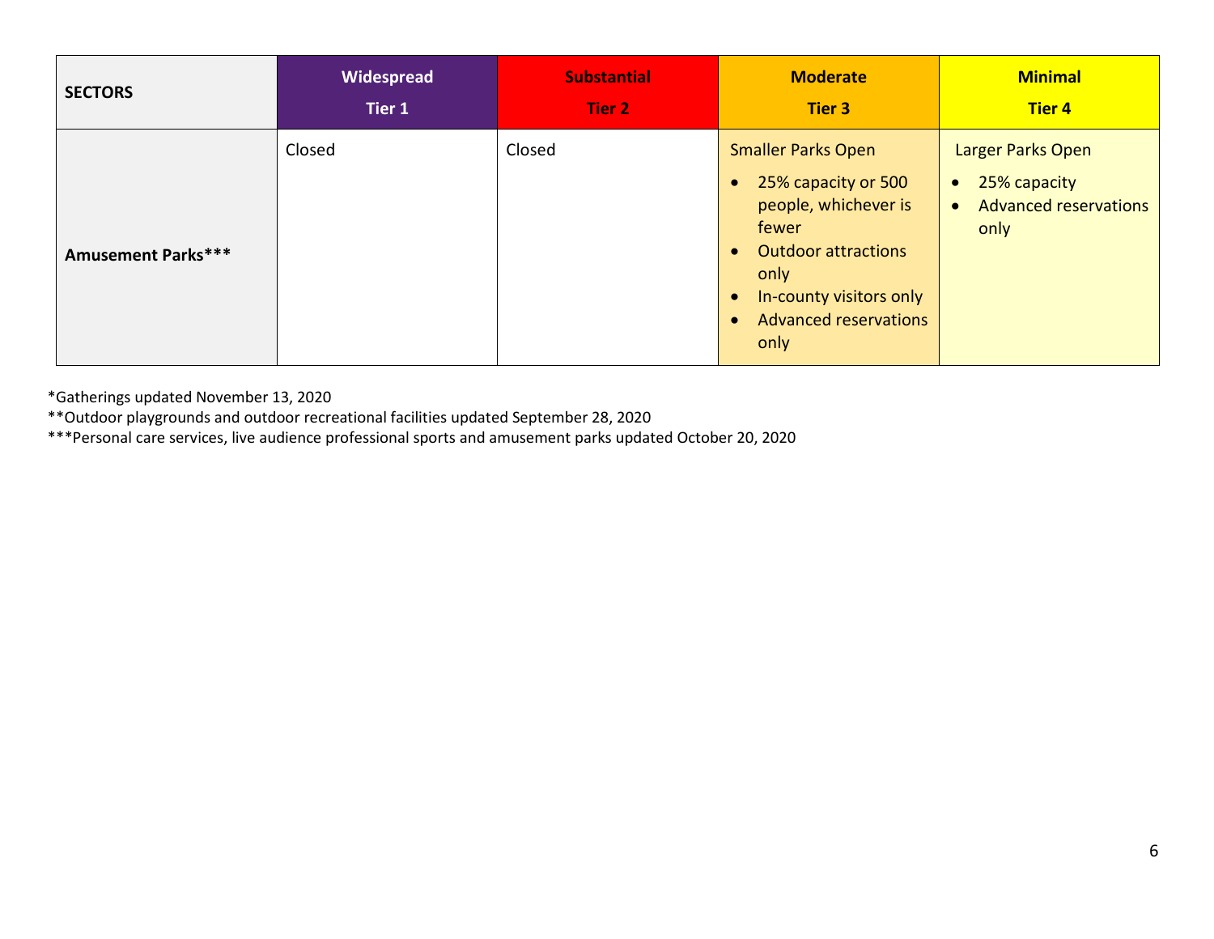| SECTORS | Widespread Tier 1 | Substantial Tier 2 | Moderate Tier 3 | Minimal Tier 4 |
|---|---|---|---|---|
| **Amusement Parks*** ** | Closed | Closed | Smaller Parks Open<br>• 25% capacity or 500 people, whichever is fewer<br>• Outdoor attractions only<br>• In-county visitors only<br>• Advanced reservations only | Larger Parks Open<br>• 25% capacity<br>• Advanced reservations only |

*Gatherings updated November 13, 2020

**Outdoor playgrounds and outdoor recreational facilities updated September 28, 2020

***Personal care services, live audience professional sports and amusement parks updated October 20, 2020